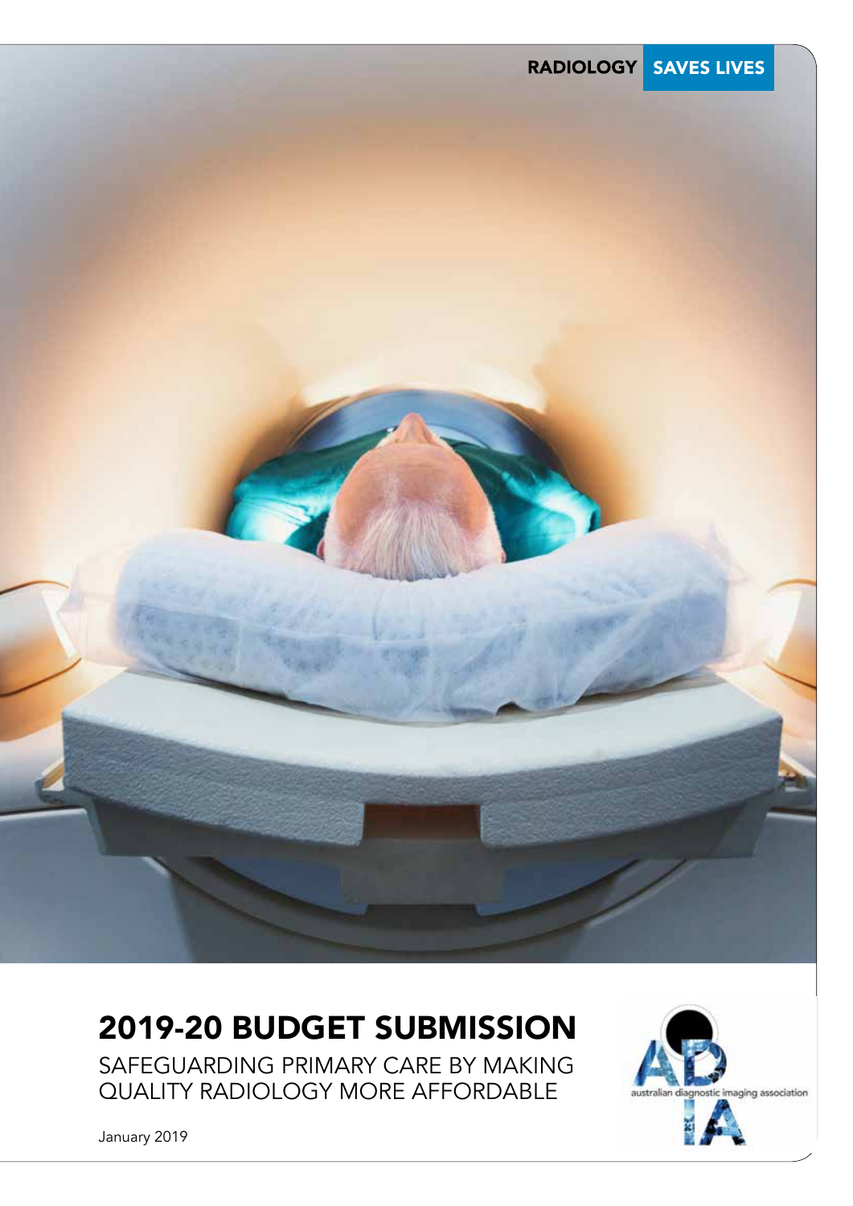RADIOLOGY SAVES LIVES

# 2019-20 BUDGET SUBMISSION

## SAFEGUARDING PRIMARY CARE BY MAKING QUALITY RADIOLOGY MORE AFFORDABLE

January 2019

australian diagnostic imaging association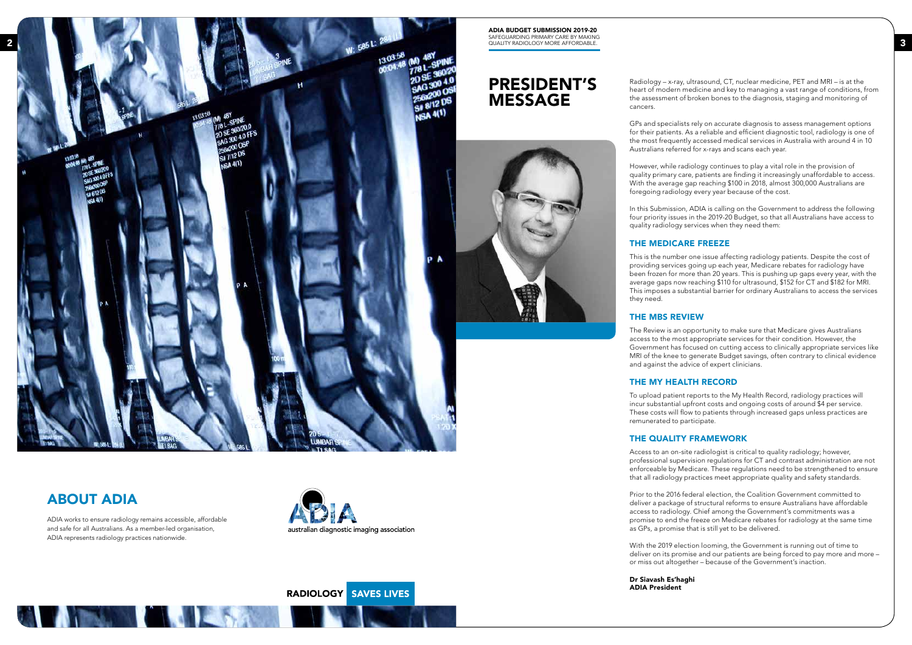## ABOUT ADIA

ADIA works to ensure radiology remains accessible, affordable and safe for all Australians. As a member-led organisation, ADIA represents radiology practices nationwide.

australian diagnostic imaging association

RADIOLOGY SAVES LIVES

**ADIA BUDGET SUBMISSION 2019-20**
SAFEGUARDING PRIMARY CARE BY MAKING QUALITY RADIOLOGY MORE AFFORDABLE.

# PRESIDENT'S MESSAGE

Radiology – x-ray, ultrasound, CT, nuclear medicine, PET and MRI – is at the heart of modern medicine and key to managing a vast range of conditions, from the assessment of broken bones to the diagnosis, staging and monitoring of cancers.

GPs and specialists rely on accurate diagnosis to assess management options for their patients. As a reliable and efficient diagnostic tool, radiology is one of the most frequently accessed medical services in Australia with around 4 in 10 Australians referred for x-rays and scans each year.

However, while radiology continues to play a vital role in the provision of quality primary care, patients are finding it increasingly unaffordable to access. With the average gap reaching $100 in 2018, almost 300,000 Australians are foregoing radiology every year because of the cost.

In this Submission, ADIA is calling on the Government to address the following four priority issues in the 2019-20 Budget, so that all Australians have access to quality radiology services when they need them:

### THE MEDICARE FREEZE

This is the number one issue affecting radiology patients. Despite the cost of providing services going up each year, Medicare rebates for radiology have been frozen for more than 20 years. This is pushing up gaps every year, with the average gaps now reaching $110 for ultrasound, $152 for CT and $182 for MRI. This imposes a substantial barrier for ordinary Australians to access the services they need.

### THE MBS REVIEW

The Review is an opportunity to make sure that Medicare gives Australians access to the most appropriate services for their condition. However, the Government has focused on cutting access to clinically appropriate services like MRI of the knee to generate Budget savings, often contrary to clinical evidence and against the advice of expert clinicians.

### THE MY HEALTH RECORD

To upload patient reports to the My Health Record, radiology practices will incur substantial upfront costs and ongoing costs of around $4 per service. These costs will flow to patients through increased gaps unless practices are remunerated to participate.

### THE QUALITY FRAMEWORK

Access to an on-site radiologist is critical to quality radiology; however, professional supervision regulations for CT and contrast administration are not enforceable by Medicare. These regulations need to be strengthened to ensure that all radiology practices meet appropriate quality and safety standards.

Prior to the 2016 federal election, the Coalition Government committed to deliver a package of structural reforms to ensure Australians have affordable access to radiology. Chief among the Government's commitments was a promise to end the freeze on Medicare rebates for radiology at the same time as GPs, a promise that is still yet to be delivered.

With the 2019 election looming, the Government is running out of time to deliver on its promise and our patients are being forced to pay more and more – or miss out altogether – because of the Government's inaction.

**Dr Siavash Es'haghi**
**ADIA President**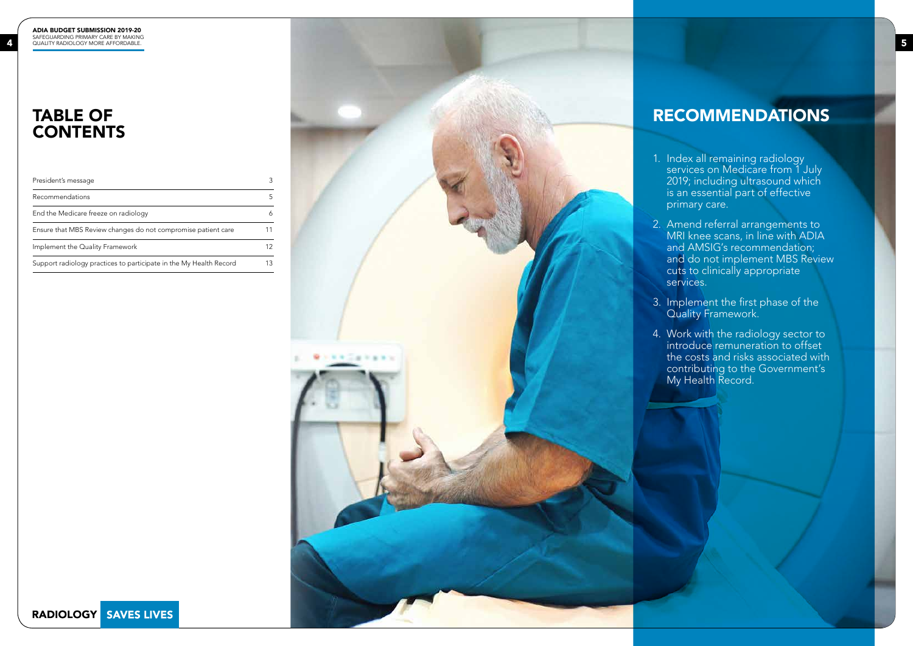# TABLE OF CONTENTS

| | |
|---|---|
| President's message | 3 |
| Recommendations | 5 |
| End the Medicare freeze on radiology | 6 |
| Ensure that MBS Review changes do not compromise patient care | 11 |
| Implement the Quality Framework | 12 |
| Support radiology practices to participate in the My Health Record | 13 |

**RADIOLOGY SAVES LIVES**

# RECOMMENDATIONS

1. Index all remaining radiology services on Medicare from 1 July 2019; including ultrasound which is an essential part of effective primary care.
2. Amend referral arrangements to MRI knee scans, in line with ADIA and AMSIG's recommendation; and do not implement MBS Review cuts to clinically appropriate services.
3. Implement the first phase of the Quality Framework.
4. Work with the radiology sector to introduce remuneration to offset the costs and risks associated with contributing to the Government's My Health Record.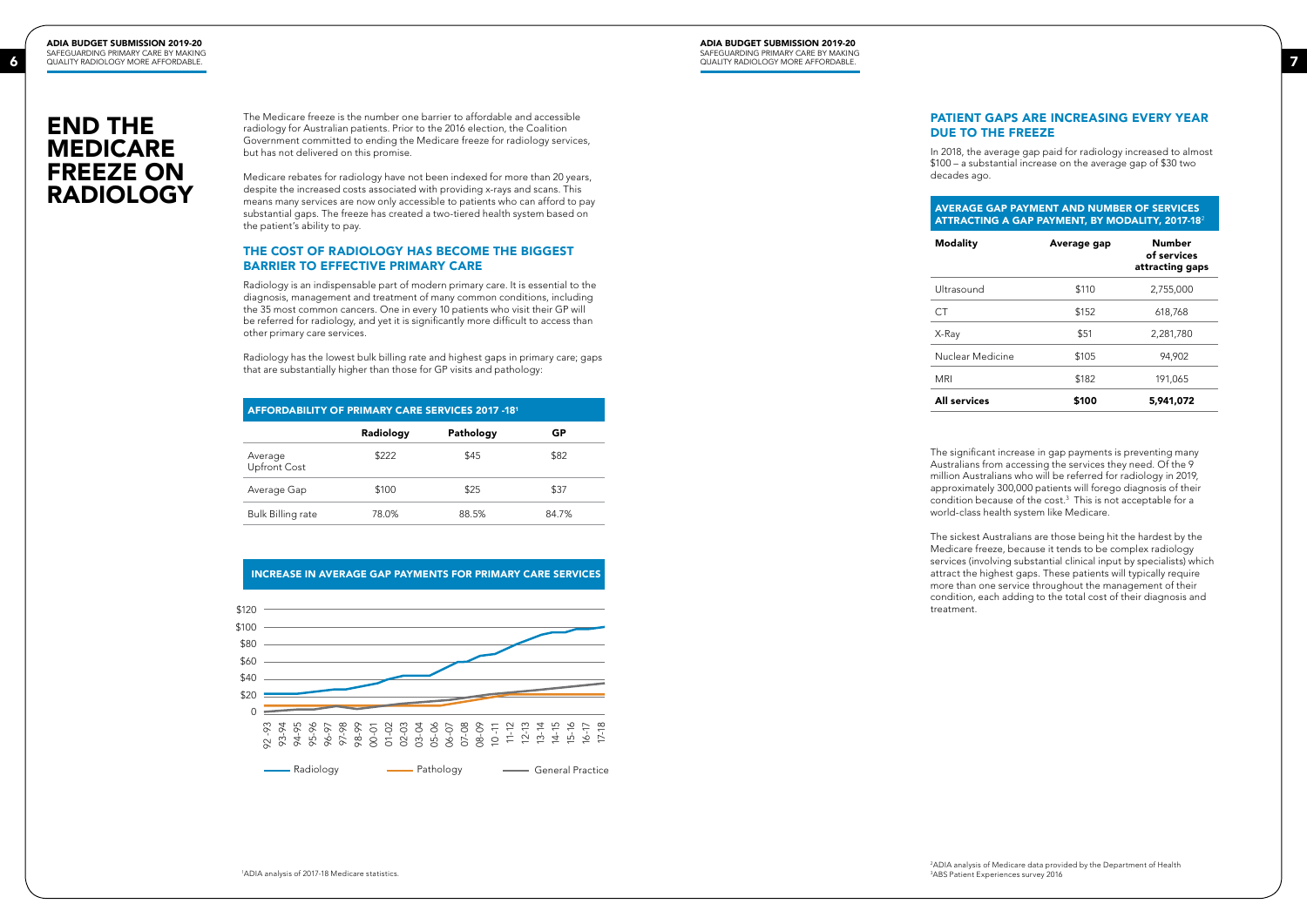# END THE MEDICARE FREEZE ON RADIOLOGY

The Medicare freeze is the number one barrier to affordable and accessible radiology for Australian patients. Prior to the 2016 election, the Coalition Government committed to ending the Medicare freeze for radiology services, but has not delivered on this promise.

Medicare rebates for radiology have not been indexed for more than 20 years, despite the increased costs associated with providing x-rays and scans. This means many services are now only accessible to patients who can afford to pay substantial gaps. The freeze has created a two-tiered health system based on the patient's ability to pay.

## THE COST OF RADIOLOGY HAS BECOME THE BIGGEST BARRIER TO EFFECTIVE PRIMARY CARE

Radiology is an indispensable part of modern primary care. It is essential to the diagnosis, management and treatment of many common conditions, including the 35 most common cancers. One in every 10 patients who visit their GP will be referred for radiology, and yet it is significantly more difficult to access than other primary care services.

Radiology has the lowest bulk billing rate and highest gaps in primary care; gaps that are substantially higher than those for GP visits and pathology:

**AFFORDABILITY OF PRIMARY CARE SERVICES 2017 -18[1]**

| | Radiology | Pathology | GP |
|---|---|---|---|
| Average Upfront Cost | $222 | $45 | $82 |
| Average Gap | $100 | $25 | $37 |
| Bulk Billing rate | 78.0% | 88.5% | 84.7% |

**INCREASE IN AVERAGE GAP PAYMENTS FOR PRIMARY CARE SERVICES**

[Line chart: y-axis 0 to $120; x-axis 92-93 to 17-18; series: Radiology, Pathology, General Practice]

[1]ADIA analysis of 2017-18 Medicare statistics.

## PATIENT GAPS ARE INCREASING EVERY YEAR DUE TO THE FREEZE

In 2018, the average gap paid for radiology increased to almost $100 – a substantial increase on the average gap of $30 two decades ago.

**AVERAGE GAP PAYMENT AND NUMBER OF SERVICES ATTRACTING A GAP PAYMENT, BY MODALITY, 2017-18[2]**

| Modality | Average gap | Number of services attracting gaps |
|---|---|---|
| Ultrasound | $110 | 2,755,000 |
| CT | $152 | 618,768 |
| X-Ray | $51 | 2,281,780 |
| Nuclear Medicine | $105 | 94,902 |
| MRI | $182 | 191,065 |
| **All services** | **$100** | **5,941,072** |

The significant increase in gap payments is preventing many Australians from accessing the services they need. Of the 9 million Australians who will be referred for radiology in 2019, approximately 300,000 patients will forego diagnosis of their condition because of the cost.[3] This is not acceptable for a world-class health system like Medicare.

The sickest Australians are those being hit the hardest by the Medicare freeze, because it tends to be complex radiology services (involving substantial clinical input by specialists) which attract the highest gaps. These patients will typically require more than one service throughout the management of their condition, each adding to the total cost of their diagnosis and treatment.

[2]ADIA analysis of Medicare data provided by the Department of Health
[3]ABS Patient Experiences survey 2016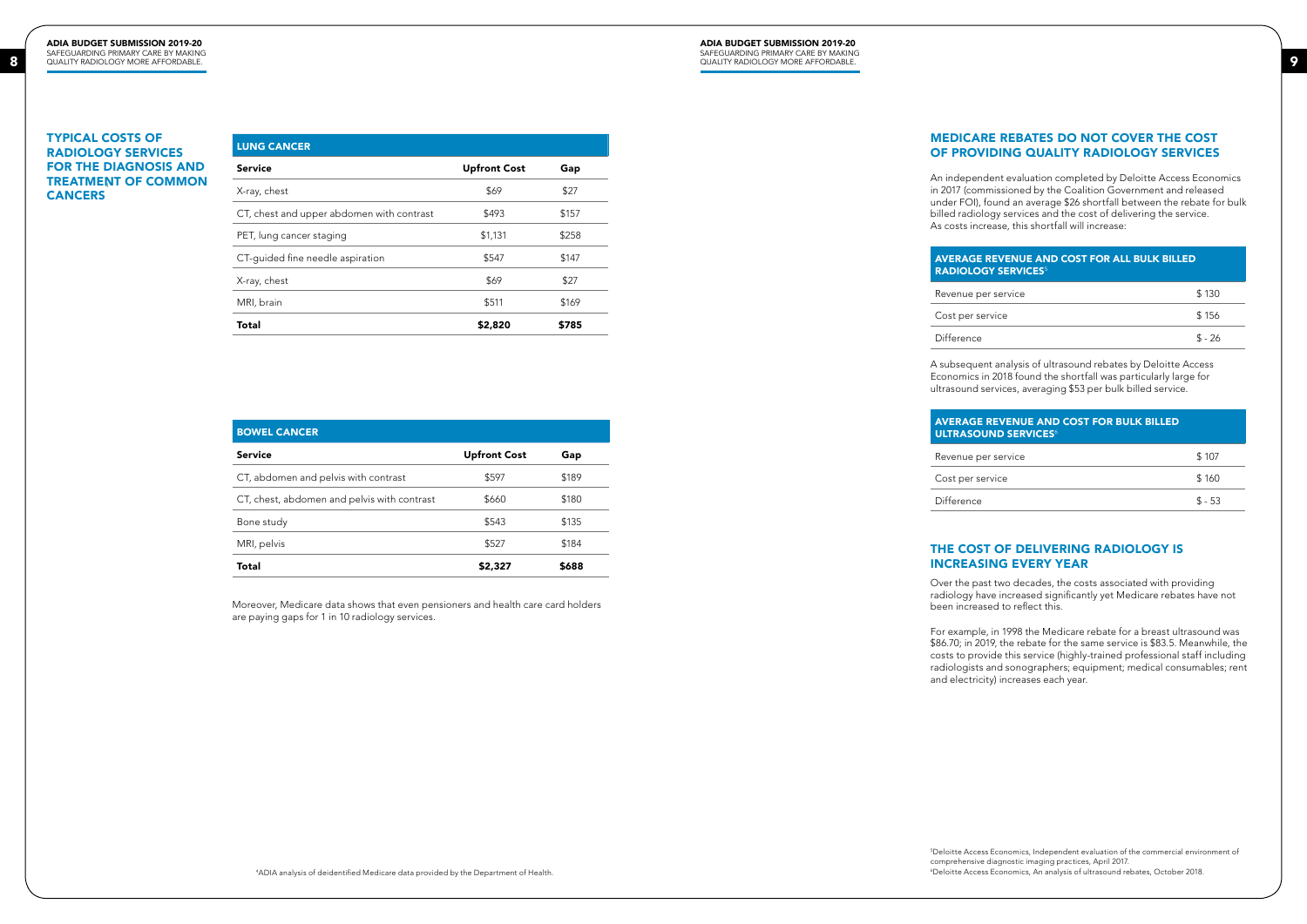## TYPICAL COSTS OF RADIOLOGY SERVICES FOR THE DIAGNOSIS AND TREATMENT OF COMMON CANCERS

| LUNG CANCER | | |
|---|---|---|
| **Service** | **Upfront Cost** | **Gap** |
| X-ray, chest | $69 | $27 |
| CT, chest and upper abdomen with contrast | $493 | $157 |
| PET, lung cancer staging | $1,131 | $258 |
| CT-guided fine needle aspiration | $547 | $147 |
| X-ray, chest | $69 | $27 |
| MRI, brain | $511 | $169 |
| **Total** | **$2,820** | **$785** |

| BOWEL CANCER | | |
|---|---|---|
| **Service** | **Upfront Cost** | **Gap** |
| CT, abdomen and pelvis with contrast | $597 | $189 |
| CT, chest, abdomen and pelvis with contrast | $660 | $180 |
| Bone study | $543 | $135 |
| MRI, pelvis | $527 | $184 |
| **Total** | **$2,327** | **$688** |

Moreover, Medicare data shows that even pensioners and health care card holders are paying gaps for 1 in 10 radiology services.

[4]ADIA analysis of deidentified Medicare data provided by the Department of Health.

## MEDICARE REBATES DO NOT COVER THE COST OF PROVIDING QUALITY RADIOLOGY SERVICES

An independent evaluation completed by Deloitte Access Economics in 2017 (commissioned by the Coalition Government and released under FOI), found an average $26 shortfall between the rebate for bulk billed radiology services and the cost of delivering the service. As costs increase, this shortfall will increase:

| AVERAGE REVENUE AND COST FOR ALL BULK BILLED RADIOLOGY SERVICES[5] | |
|---|---|
| Revenue per service | $ 130 |
| Cost per service | $ 156 |
| Difference | $ - 26 |

A subsequent analysis of ultrasound rebates by Deloitte Access Economics in 2018 found the shortfall was particularly large for ultrasound services, averaging $53 per bulk billed service.

| AVERAGE REVENUE AND COST FOR BULK BILLED ULTRASOUND SERVICES[6] | |
|---|---|
| Revenue per service | $ 107 |
| Cost per service | $ 160 |
| Difference | $ - 53 |

## THE COST OF DELIVERING RADIOLOGY IS INCREASING EVERY YEAR

Over the past two decades, the costs associated with providing radiology have increased significantly yet Medicare rebates have not been increased to reflect this.

For example, in 1998 the Medicare rebate for a breast ultrasound was $86.70; in 2019, the rebate for the same service is $83.5. Meanwhile, the costs to provide this service (highly-trained professional staff including radiologists and sonographers; equipment; medical consumables; rent and electricity) increases each year.

[5]Deloitte Access Economics, Independent evaluation of the commercial environment of comprehensive diagnostic imaging practices, April 2017.
[6]Deloitte Access Economics, An analysis of ultrasound rebates, October 2018.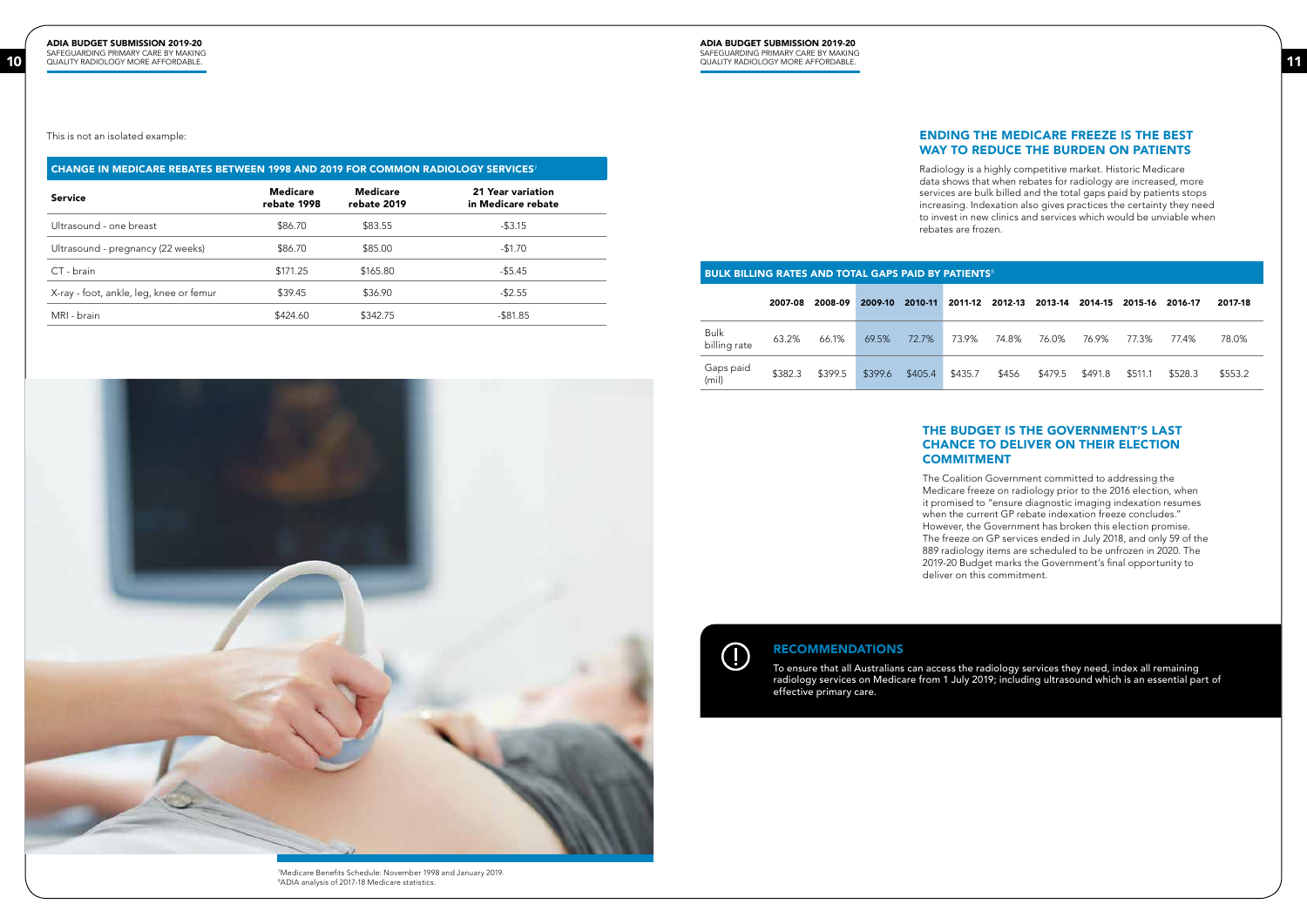This is not an isolated example:

## CHANGE IN MEDICARE REBATES BETWEEN 1998 AND 2019 FOR COMMON RADIOLOGY SERVICES[7]

| Service | Medicare rebate 1998 | Medicare rebate 2019 | 21 Year variation in Medicare rebate |
|---|---|---|---|
| Ultrasound - one breast | $86.70 | $83.55 | -$3.15 |
| Ultrasound - pregnancy (22 weeks) | $86.70 | $85.00 | -$1.70 |
| CT - brain | $171.25 | $165.80 | -$5.45 |
| X-ray - foot, ankle, leg, knee or femur | $39.45 | $36.90 | -$2.55 |
| MRI - brain | $424.60 | $342.75 | -$81.85 |

[7]Medicare Benefits Schedule: November 1998 and January 2019.
[8]ADIA analysis of 2017-18 Medicare statistics.

## ENDING THE MEDICARE FREEZE IS THE BEST WAY TO REDUCE THE BURDEN ON PATIENTS

Radiology is a highly competitive market. Historic Medicare data shows that when rebates for radiology are increased, more services are bulk billed and the total gaps paid by patients stops increasing. Indexation also gives practices the certainty they need to invest in new clinics and services which would be unviable when rebates are frozen.

## BULK BILLING RATES AND TOTAL GAPS PAID BY PATIENTS[8]

| | 2007-08 | 2008-09 | 2009-10 | 2010-11 | 2011-12 | 2012-13 | 2013-14 | 2014-15 | 2015-16 | 2016-17 | 2017-18 |
|---|---|---|---|---|---|---|---|---|---|---|---|
| Bulk billing rate | 63.2% | 66.1% | 69.5% | 72.7% | 73.9% | 74.8% | 76.0% | 76.9% | 77.3% | 77.4% | 78.0% |
| Gaps paid (mil) | $382.3 | $399.5 | $399.6 | $405.4 | $435.7 | $456 | $479.5 | $491.8 | $511.1 | $528.3 | $553.2 |

## THE BUDGET IS THE GOVERNMENT'S LAST CHANCE TO DELIVER ON THEIR ELECTION COMMITMENT

The Coalition Government committed to addressing the Medicare freeze on radiology prior to the 2016 election, when it promised to "ensure diagnostic imaging indexation resumes when the current GP rebate indexation freeze concludes." However, the Government has broken this election promise. The freeze on GP services ended in July 2018, and only 59 of the 889 radiology items are scheduled to be unfrozen in 2020. The 2019-20 Budget marks the Government's final opportunity to deliver on this commitment.

## RECOMMENDATIONS

To ensure that all Australians can access the radiology services they need, index all remaining radiology services on Medicare from 1 July 2019; including ultrasound which is an essential part of effective primary care.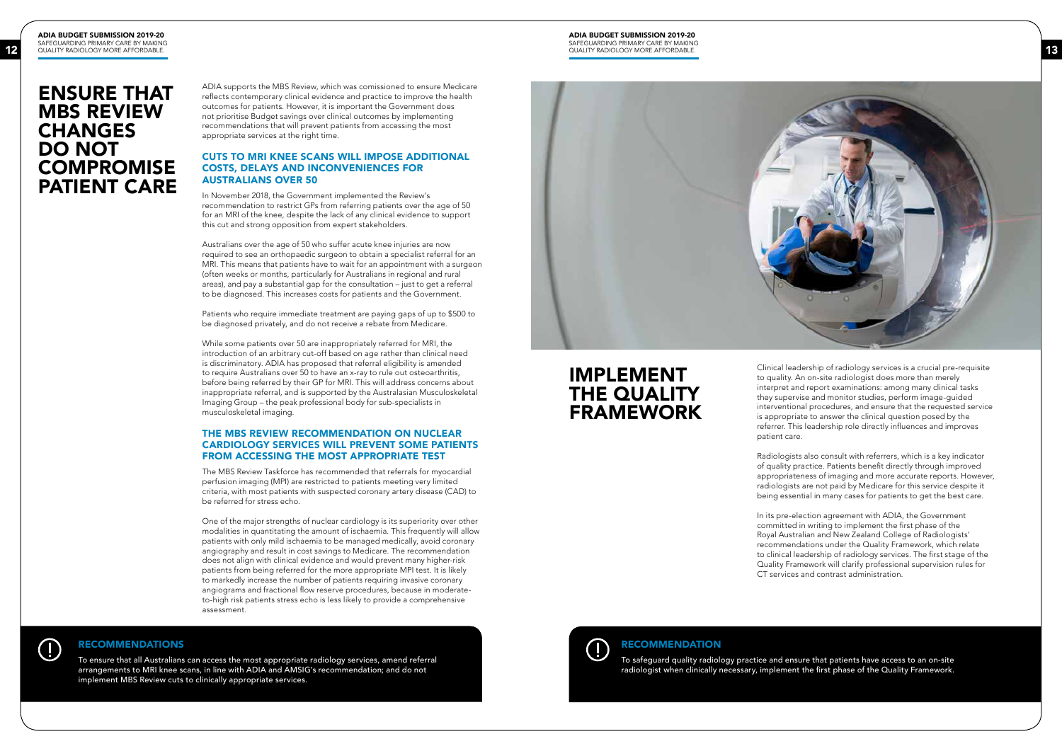# ENSURE THAT MBS REVIEW CHANGES DO NOT COMPROMISE PATIENT CARE

ADIA supports the MBS Review, which was comissioned to ensure Medicare reflects contemporary clinical evidence and practice to improve the health outcomes for patients. However, it is important the Government does not prioritise Budget savings over clinical outcomes by implementing recommendations that will prevent patients from accessing the most appropriate services at the right time.

## CUTS TO MRI KNEE SCANS WILL IMPOSE ADDITIONAL COSTS, DELAYS AND INCONVENIENCES FOR AUSTRALIANS OVER 50

In November 2018, the Government implemented the Review's recommendation to restrict GPs from referring patients over the age of 50 for an MRI of the knee, despite the lack of any clinical evidence to support this cut and strong opposition from expert stakeholders.

Australians over the age of 50 who suffer acute knee injuries are now required to see an orthopaedic surgeon to obtain a specialist referral for an MRI. This means that patients have to wait for an appointment with a surgeon (often weeks or months, particularly for Australians in regional and rural areas), and pay a substantial gap for the consultation – just to get a referral to be diagnosed. This increases costs for patients and the Government.

Patients who require immediate treatment are paying gaps of up to $500 to be diagnosed privately, and do not receive a rebate from Medicare.

While some patients over 50 are inappropriately referred for MRI, the introduction of an arbitrary cut-off based on age rather than clinical need is discriminatory. ADIA has proposed that referral eligibility is amended to require Australians over 50 to have an x-ray to rule out osteoarthritis, before being referred by their GP for MRI. This will address concerns about inappropriate referral, and is supported by the Australasian Musculoskeletal Imaging Group – the peak professional body for sub-specialists in musculoskeletal imaging.

## THE MBS REVIEW RECOMMENDATION ON NUCLEAR CARDIOLOGY SERVICES WILL PREVENT SOME PATIENTS FROM ACCESSING THE MOST APPROPRIATE TEST

The MBS Review Taskforce has recommended that referrals for myocardial perfusion imaging (MPI) are restricted to patients meeting very limited criteria, with most patients with suspected coronary artery disease (CAD) to be referred for stress echo.

One of the major strengths of nuclear cardiology is its superiority over other modalities in quantitating the amount of ischaemia. This frequently will allow patients with only mild ischaemia to be managed medically, avoid coronary angiography and result in cost savings to Medicare. The recommendation does not align with clinical evidence and would prevent many higher-risk patients from being referred for the more appropriate MPI test. It is likely to markedly increase the number of patients requiring invasive coronary angiograms and fractional flow reserve procedures, because in moderate-to-high risk patients stress echo is less likely to provide a comprehensive assessment.

### RECOMMENDATIONS

To ensure that all Australians can access the most appropriate radiology services, amend referral arrangements to MRI knee scans, in line with ADIA and AMSIG's recommendation; and do not implement MBS Review cuts to clinically appropriate services.

# IMPLEMENT THE QUALITY FRAMEWORK

Clinical leadership of radiology services is a crucial pre-requisite to quality. An on-site radiologist does more than merely interpret and report examinations: among many clinical tasks they supervise and monitor studies, perform image-guided interventional procedures, and ensure that the requested service is appropriate to answer the clinical question posed by the referrer. This leadership role directly influences and improves patient care.

Radiologists also consult with referrers, which is a key indicator of quality practice. Patients benefit directly through improved appropriateness of imaging and more accurate reports. However, radiologists are not paid by Medicare for this service despite it being essential in many cases for patients to get the best care.

In its pre-election agreement with ADIA, the Government committed in writing to implement the first phase of the Royal Australian and New Zealand College of Radiologists' recommendations under the Quality Framework, which relate to clinical leadership of radiology services. The first stage of the Quality Framework will clarify professional supervision rules for CT services and contrast administration.

### RECOMMENDATION

To safeguard quality radiology practice and ensure that patients have access to an on-site radiologist when clinically necessary, implement the first phase of the Quality Framework.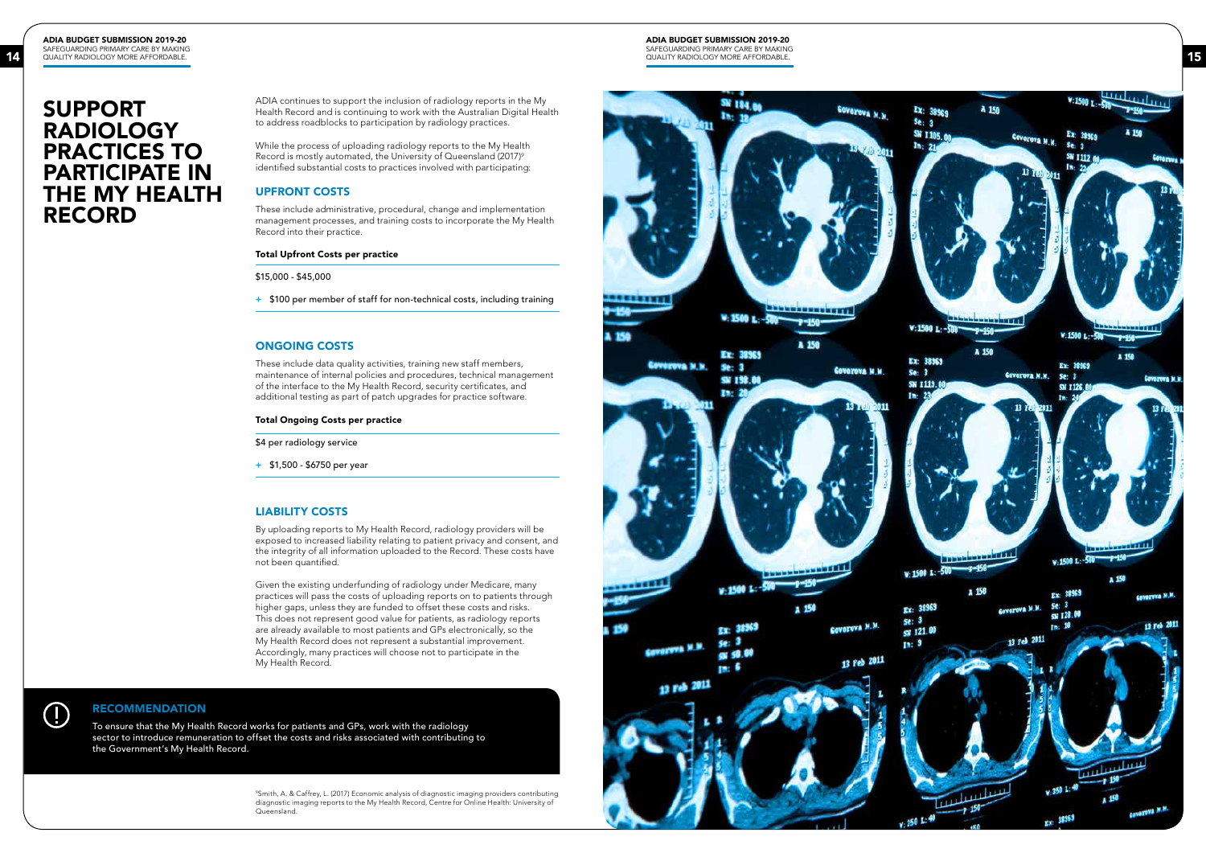# SUPPORT RADIOLOGY PRACTICES TO PARTICIPATE IN THE MY HEALTH RECORD

ADIA continues to support the inclusion of radiology reports in the My Health Record and is continuing to work with the Australian Digital Health to address roadblocks to participation by radiology practices.

While the process of uploading radiology reports to the My Health Record is mostly automated, the University of Queensland (2017)[9] identified substantial costs to practices involved with participating:

## UPFRONT COSTS

These include administrative, procedural, change and implementation management processes, and training costs to incorporate the My Health Record into their practice.

**Total Upfront Costs per practice**

$15,000 - $45,000

+ $100 per member of staff for non-technical costs, including training

## ONGOING COSTS

These include data quality activities, training new staff members, maintenance of internal policies and procedures, technical management of the interface to the My Health Record, security certificates, and additional testing as part of patch upgrades for practice software.

**Total Ongoing Costs per practice**

$4 per radiology service

+ $1,500 - $6750 per year

## LIABILITY COSTS

By uploading reports to My Health Record, radiology providers will be exposed to increased liability relating to patient privacy and consent, and the integrity of all information uploaded to the Record. These costs have not been quantified.

Given the existing underfunding of radiology under Medicare, many practices will pass the costs of uploading reports on to patients through higher gaps, unless they are funded to offset these costs and risks. This does not represent good value for patients, as radiology reports are already available to most patients and GPs electronically, so the My Health Record does not represent a substantial improvement. Accordingly, many practices will choose not to participate in the My Health Record.

## RECOMMENDATION

To ensure that the My Health Record works for patients and GPs, work with the radiology sector to introduce remuneration to offset the costs and risks associated with contributing to the Government's My Health Record.

[9] Smith, A. & Caffrey, L. (2017) Economic analysis of diagnostic imaging providers contributing diagnostic imaging reports to the My Health Record, Centre for Online Health: University of Queensland.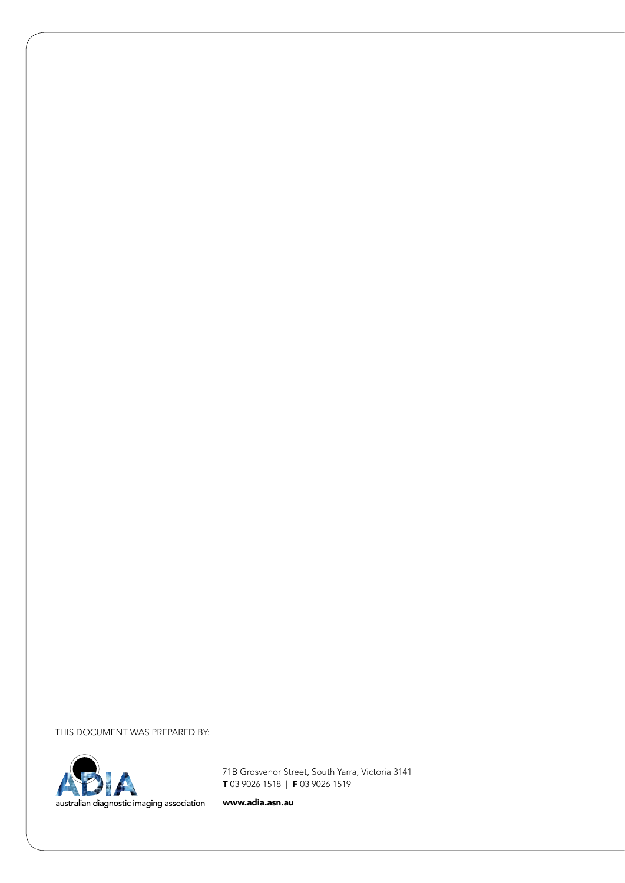THIS DOCUMENT WAS PREPARED BY:

australian diagnostic imaging association

71B Grosvenor Street, South Yarra, Victoria 3141
**T** 03 9026 1518 | **F** 03 9026 1519

**www.adia.asn.au**